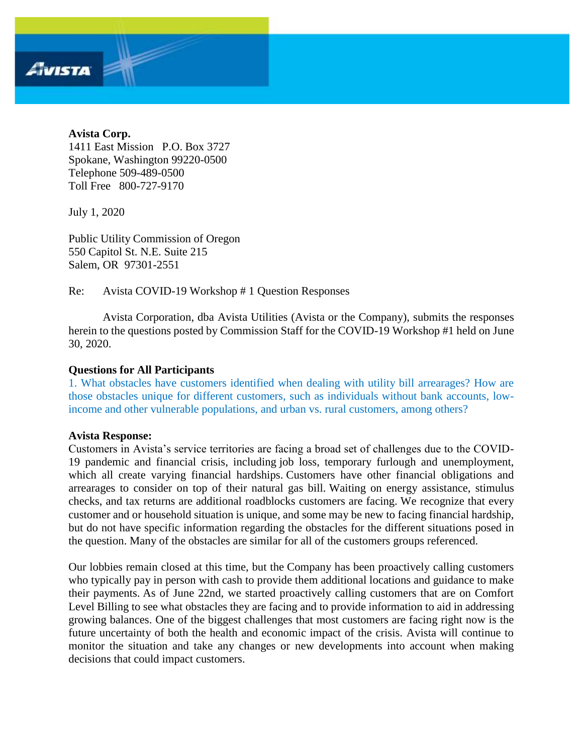**Avista Corp.**
1411 East Mission P.O. Box 3727
Spokane, Washington 99220-0500
Telephone 509-489-0500
Toll Free 800-727-9170

July 1, 2020

Public Utility Commission of Oregon
550 Capitol St. N.E. Suite 215
Salem, OR 97301-2551

Re: Avista COVID-19 Workshop # 1 Question Responses

Avista Corporation, dba Avista Utilities (Avista or the Company), submits the responses herein to the questions posted by Commission Staff for the COVID-19 Workshop #1 held on June 30, 2020.

**Questions for All Participants**

1. What obstacles have customers identified when dealing with utility bill arrearages? How are those obstacles unique for different customers, such as individuals without bank accounts, low-income and other vulnerable populations, and urban vs. rural customers, among others?

**Avista Response:**

Customers in Avista's service territories are facing a broad set of challenges due to the COVID-19 pandemic and financial crisis, including job loss, temporary furlough and unemployment, which all create varying financial hardships. Customers have other financial obligations and arrearages to consider on top of their natural gas bill. Waiting on energy assistance, stimulus checks, and tax returns are additional roadblocks customers are facing. We recognize that every customer and or household situation is unique, and some may be new to facing financial hardship, but do not have specific information regarding the obstacles for the different situations posed in the question. Many of the obstacles are similar for all of the customers groups referenced.

Our lobbies remain closed at this time, but the Company has been proactively calling customers who typically pay in person with cash to provide them additional locations and guidance to make their payments. As of June 22nd, we started proactively calling customers that are on Comfort Level Billing to see what obstacles they are facing and to provide information to aid in addressing growing balances. One of the biggest challenges that most customers are facing right now is the future uncertainty of both the health and economic impact of the crisis. Avista will continue to monitor the situation and take any changes or new developments into account when making decisions that could impact customers.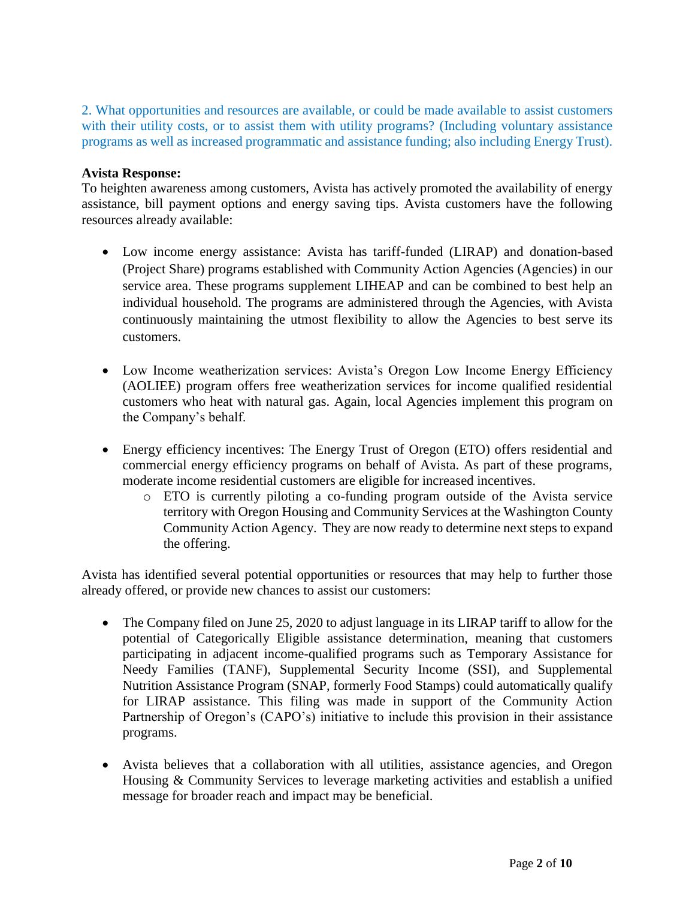2. What opportunities and resources are available, or could be made available to assist customers with their utility costs, or to assist them with utility programs? (Including voluntary assistance programs as well as increased programmatic and assistance funding; also including Energy Trust).

**Avista Response:**

To heighten awareness among customers, Avista has actively promoted the availability of energy assistance, bill payment options and energy saving tips. Avista customers have the following resources already available:

- Low income energy assistance: Avista has tariff-funded (LIRAP) and donation-based (Project Share) programs established with Community Action Agencies (Agencies) in our service area. These programs supplement LIHEAP and can be combined to best help an individual household. The programs are administered through the Agencies, with Avista continuously maintaining the utmost flexibility to allow the Agencies to best serve its customers.

- Low Income weatherization services: Avista's Oregon Low Income Energy Efficiency (AOLIEE) program offers free weatherization services for income qualified residential customers who heat with natural gas. Again, local Agencies implement this program on the Company's behalf.

- Energy efficiency incentives: The Energy Trust of Oregon (ETO) offers residential and commercial energy efficiency programs on behalf of Avista. As part of these programs, moderate income residential customers are eligible for increased incentives.
  - ETO is currently piloting a co-funding program outside of the Avista service territory with Oregon Housing and Community Services at the Washington County Community Action Agency. They are now ready to determine next steps to expand the offering.

Avista has identified several potential opportunities or resources that may help to further those already offered, or provide new chances to assist our customers:

- The Company filed on June 25, 2020 to adjust language in its LIRAP tariff to allow for the potential of Categorically Eligible assistance determination, meaning that customers participating in adjacent income-qualified programs such as Temporary Assistance for Needy Families (TANF), Supplemental Security Income (SSI), and Supplemental Nutrition Assistance Program (SNAP, formerly Food Stamps) could automatically qualify for LIRAP assistance. This filing was made in support of the Community Action Partnership of Oregon's (CAPO's) initiative to include this provision in their assistance programs.

- Avista believes that a collaboration with all utilities, assistance agencies, and Oregon Housing & Community Services to leverage marketing activities and establish a unified message for broader reach and impact may be beneficial.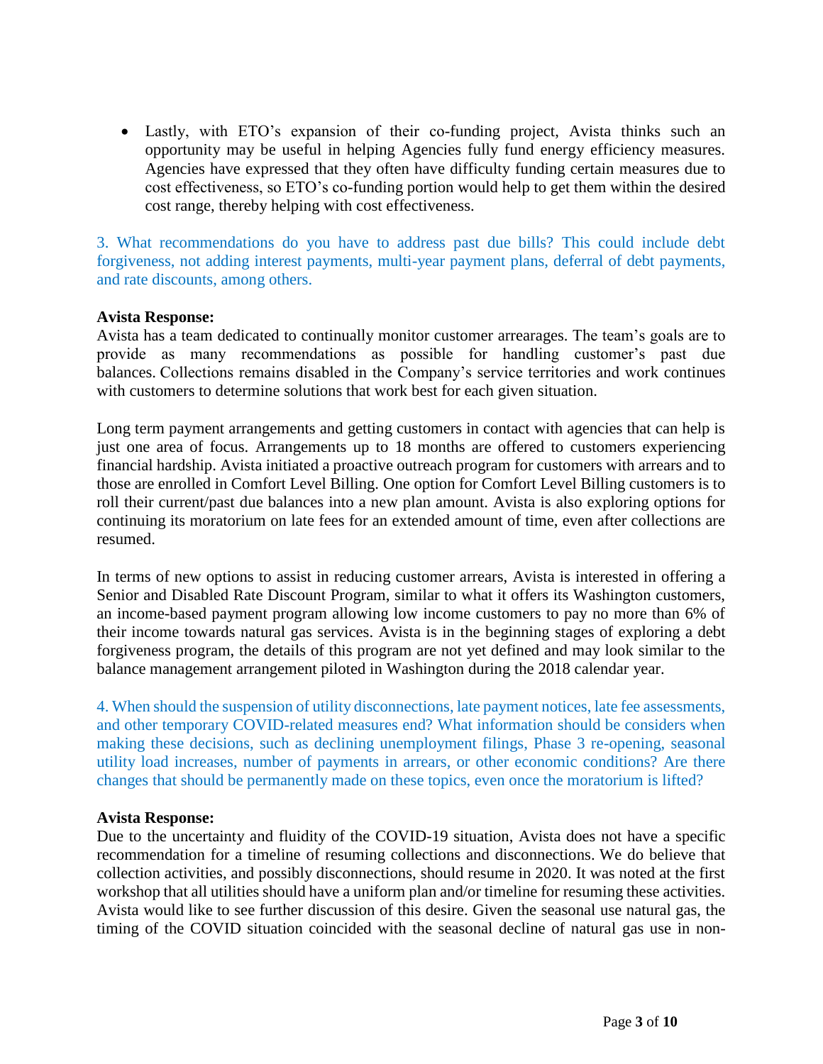- Lastly, with ETO's expansion of their co-funding project, Avista thinks such an opportunity may be useful in helping Agencies fully fund energy efficiency measures. Agencies have expressed that they often have difficulty funding certain measures due to cost effectiveness, so ETO's co-funding portion would help to get them within the desired cost range, thereby helping with cost effectiveness.

3. What recommendations do you have to address past due bills? This could include debt forgiveness, not adding interest payments, multi-year payment plans, deferral of debt payments, and rate discounts, among others.

**Avista Response:**
Avista has a team dedicated to continually monitor customer arrearages. The team's goals are to provide as many recommendations as possible for handling customer's past due balances. Collections remains disabled in the Company's service territories and work continues with customers to determine solutions that work best for each given situation.

Long term payment arrangements and getting customers in contact with agencies that can help is just one area of focus. Arrangements up to 18 months are offered to customers experiencing financial hardship. Avista initiated a proactive outreach program for customers with arrears and to those are enrolled in Comfort Level Billing. One option for Comfort Level Billing customers is to roll their current/past due balances into a new plan amount. Avista is also exploring options for continuing its moratorium on late fees for an extended amount of time, even after collections are resumed.

In terms of new options to assist in reducing customer arrears, Avista is interested in offering a Senior and Disabled Rate Discount Program, similar to what it offers its Washington customers, an income-based payment program allowing low income customers to pay no more than 6% of their income towards natural gas services. Avista is in the beginning stages of exploring a debt forgiveness program, the details of this program are not yet defined and may look similar to the balance management arrangement piloted in Washington during the 2018 calendar year.

4. When should the suspension of utility disconnections, late payment notices, late fee assessments, and other temporary COVID-related measures end? What information should be considers when making these decisions, such as declining unemployment filings, Phase 3 re-opening, seasonal utility load increases, number of payments in arrears, or other economic conditions? Are there changes that should be permanently made on these topics, even once the moratorium is lifted?

**Avista Response:**
Due to the uncertainty and fluidity of the COVID-19 situation, Avista does not have a specific recommendation for a timeline of resuming collections and disconnections. We do believe that collection activities, and possibly disconnections, should resume in 2020. It was noted at the first workshop that all utilities should have a uniform plan and/or timeline for resuming these activities. Avista would like to see further discussion of this desire. Given the seasonal use natural gas, the timing of the COVID situation coincided with the seasonal decline of natural gas use in non-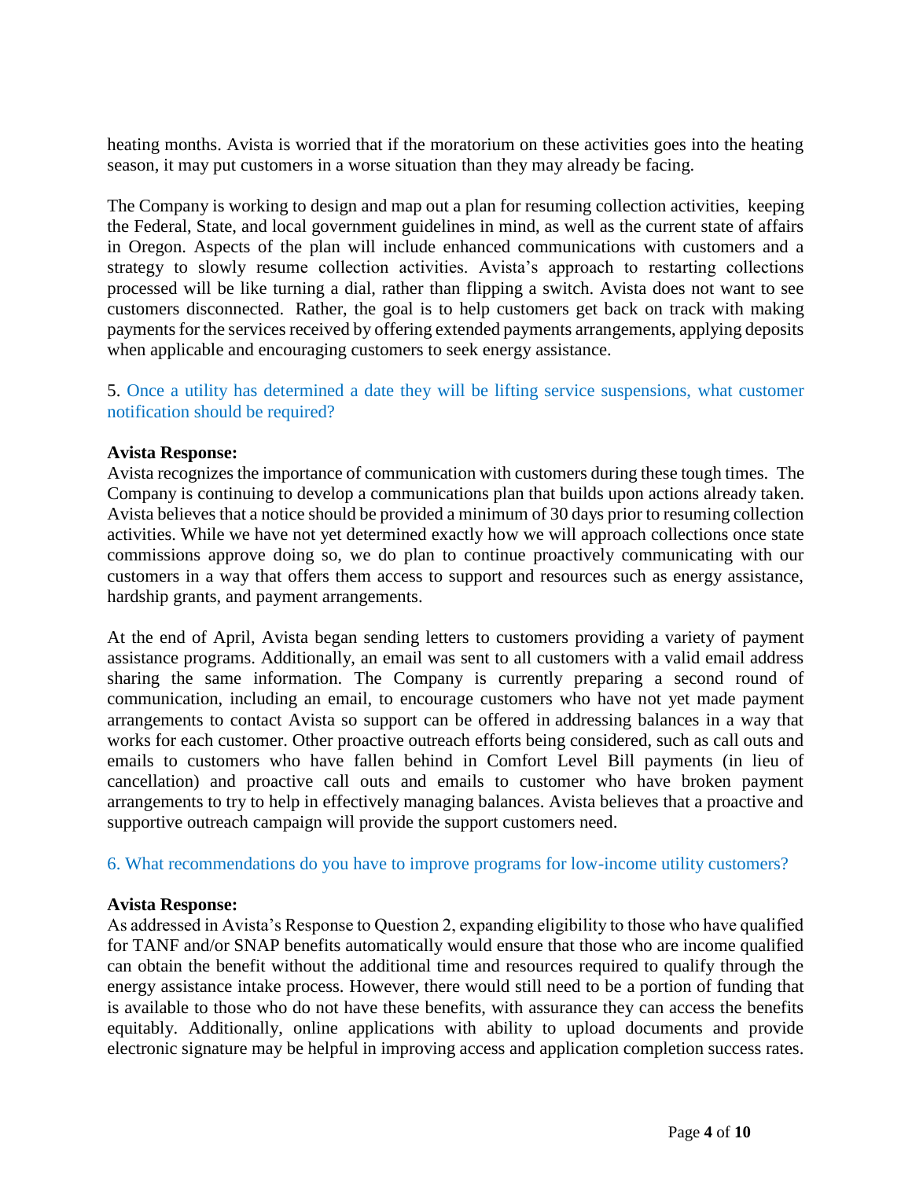heating months. Avista is worried that if the moratorium on these activities goes into the heating season, it may put customers in a worse situation than they may already be facing.

The Company is working to design and map out a plan for resuming collection activities, keeping the Federal, State, and local government guidelines in mind, as well as the current state of affairs in Oregon. Aspects of the plan will include enhanced communications with customers and a strategy to slowly resume collection activities. Avista's approach to restarting collections processed will be like turning a dial, rather than flipping a switch. Avista does not want to see customers disconnected. Rather, the goal is to help customers get back on track with making payments for the services received by offering extended payments arrangements, applying deposits when applicable and encouraging customers to seek energy assistance.

5. Once a utility has determined a date they will be lifting service suspensions, what customer notification should be required?

**Avista Response:**
Avista recognizes the importance of communication with customers during these tough times. The Company is continuing to develop a communications plan that builds upon actions already taken. Avista believes that a notice should be provided a minimum of 30 days prior to resuming collection activities. While we have not yet determined exactly how we will approach collections once state commissions approve doing so, we do plan to continue proactively communicating with our customers in a way that offers them access to support and resources such as energy assistance, hardship grants, and payment arrangements.

At the end of April, Avista began sending letters to customers providing a variety of payment assistance programs. Additionally, an email was sent to all customers with a valid email address sharing the same information. The Company is currently preparing a second round of communication, including an email, to encourage customers who have not yet made payment arrangements to contact Avista so support can be offered in addressing balances in a way that works for each customer. Other proactive outreach efforts being considered, such as call outs and emails to customers who have fallen behind in Comfort Level Bill payments (in lieu of cancellation) and proactive call outs and emails to customer who have broken payment arrangements to try to help in effectively managing balances. Avista believes that a proactive and supportive outreach campaign will provide the support customers need.

6. What recommendations do you have to improve programs for low-income utility customers?

**Avista Response:**
As addressed in Avista's Response to Question 2, expanding eligibility to those who have qualified for TANF and/or SNAP benefits automatically would ensure that those who are income qualified can obtain the benefit without the additional time and resources required to qualify through the energy assistance intake process. However, there would still need to be a portion of funding that is available to those who do not have these benefits, with assurance they can access the benefits equitably. Additionally, online applications with ability to upload documents and provide electronic signature may be helpful in improving access and application completion success rates.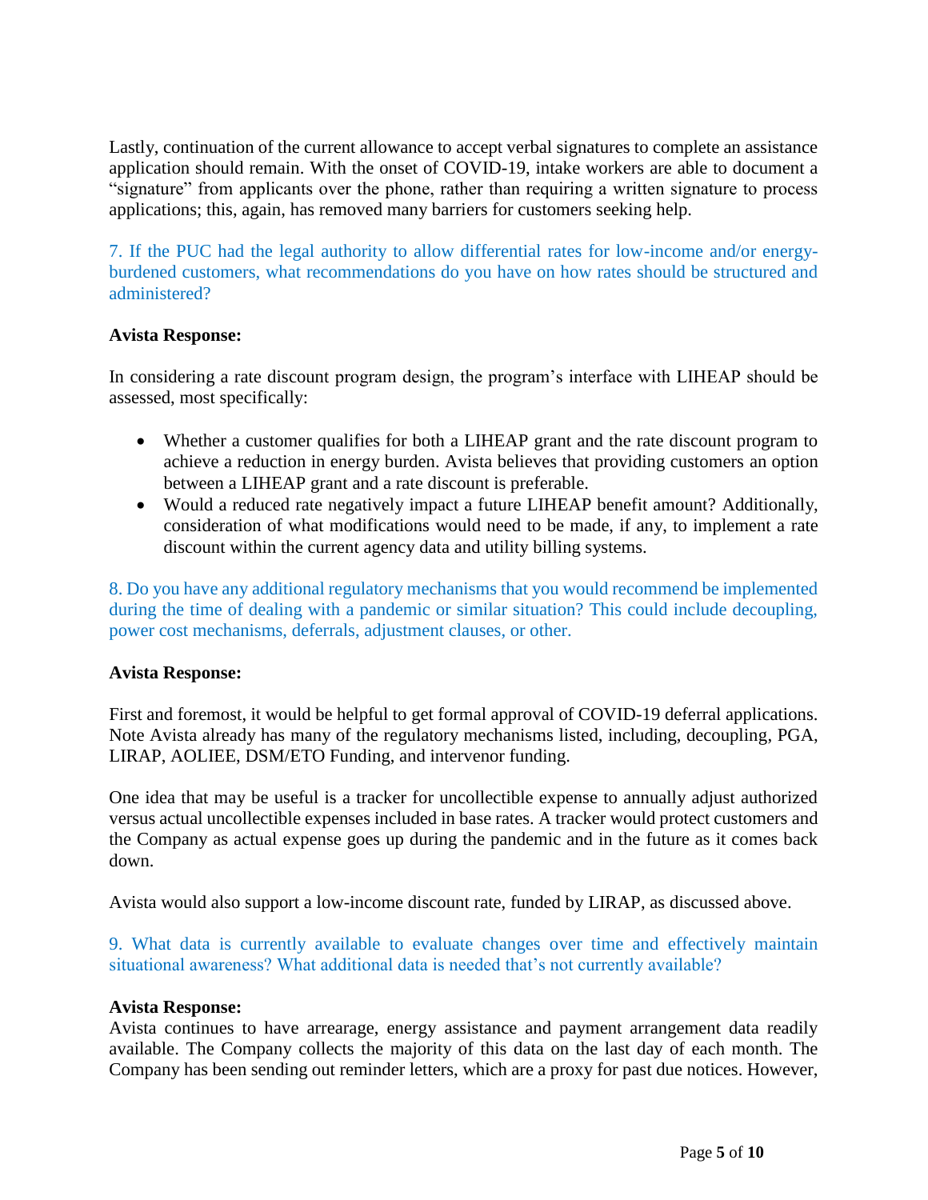Lastly, continuation of the current allowance to accept verbal signatures to complete an assistance application should remain. With the onset of COVID-19, intake workers are able to document a "signature" from applicants over the phone, rather than requiring a written signature to process applications; this, again, has removed many barriers for customers seeking help.

7. If the PUC had the legal authority to allow differential rates for low-income and/or energy-burdened customers, what recommendations do you have on how rates should be structured and administered?

**Avista Response:**

In considering a rate discount program design, the program's interface with LIHEAP should be assessed, most specifically:

- Whether a customer qualifies for both a LIHEAP grant and the rate discount program to achieve a reduction in energy burden. Avista believes that providing customers an option between a LIHEAP grant and a rate discount is preferable.
- Would a reduced rate negatively impact a future LIHEAP benefit amount? Additionally, consideration of what modifications would need to be made, if any, to implement a rate discount within the current agency data and utility billing systems.

8. Do you have any additional regulatory mechanisms that you would recommend be implemented during the time of dealing with a pandemic or similar situation? This could include decoupling, power cost mechanisms, deferrals, adjustment clauses, or other.

**Avista Response:**

First and foremost, it would be helpful to get formal approval of COVID-19 deferral applications. Note Avista already has many of the regulatory mechanisms listed, including, decoupling, PGA, LIRAP, AOLIEE, DSM/ETO Funding, and intervenor funding.

One idea that may be useful is a tracker for uncollectible expense to annually adjust authorized versus actual uncollectible expenses included in base rates. A tracker would protect customers and the Company as actual expense goes up during the pandemic and in the future as it comes back down.

Avista would also support a low-income discount rate, funded by LIRAP, as discussed above.

9. What data is currently available to evaluate changes over time and effectively maintain situational awareness? What additional data is needed that's not currently available?

**Avista Response:**

Avista continues to have arrearage, energy assistance and payment arrangement data readily available. The Company collects the majority of this data on the last day of each month. The Company has been sending out reminder letters, which are a proxy for past due notices. However,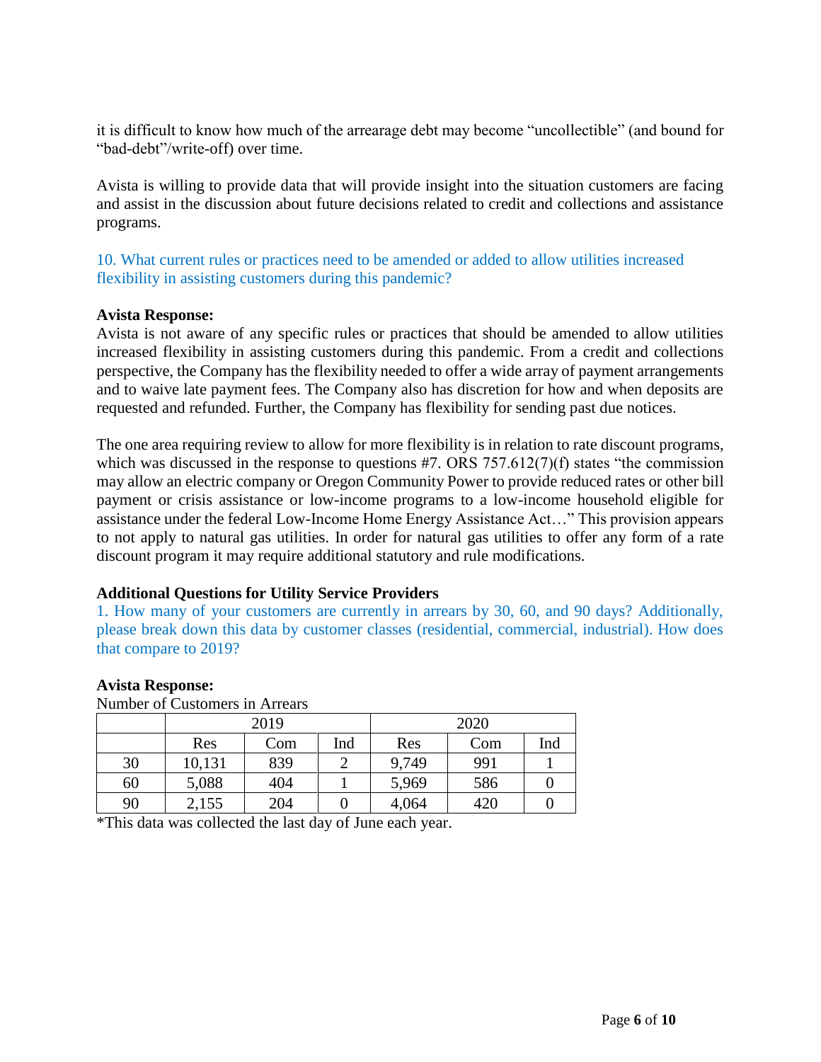it is difficult to know how much of the arrearage debt may become "uncollectible" (and bound for "bad-debt"/write-off) over time.

Avista is willing to provide data that will provide insight into the situation customers are facing and assist in the discussion about future decisions related to credit and collections and assistance programs.

10. What current rules or practices need to be amended or added to allow utilities increased flexibility in assisting customers during this pandemic?

**Avista Response:**
Avista is not aware of any specific rules or practices that should be amended to allow utilities increased flexibility in assisting customers during this pandemic. From a credit and collections perspective, the Company has the flexibility needed to offer a wide array of payment arrangements and to waive late payment fees. The Company also has discretion for how and when deposits are requested and refunded. Further, the Company has flexibility for sending past due notices.

The one area requiring review to allow for more flexibility is in relation to rate discount programs, which was discussed in the response to questions #7. ORS 757.612(7)(f) states "the commission may allow an electric company or Oregon Community Power to provide reduced rates or other bill payment or crisis assistance or low-income programs to a low-income household eligible for assistance under the federal Low-Income Home Energy Assistance Act…" This provision appears to not apply to natural gas utilities. In order for natural gas utilities to offer any form of a rate discount program it may require additional statutory and rule modifications.

**Additional Questions for Utility Service Providers**

1. How many of your customers are currently in arrears by 30, 60, and 90 days? Additionally, please break down this data by customer classes (residential, commercial, industrial). How does that compare to 2019?

**Avista Response:**

Number of Customers in Arrears

| | 2019 | | | 2020 | | |
|---|---|---|---|---|---|---|
| | Res | Com | Ind | Res | Com | Ind |
| 30 | 10,131 | 839 | 2 | 9,749 | 991 | 1 |
| 60 | 5,088 | 404 | 1 | 5,969 | 586 | 0 |
| 90 | 2,155 | 204 | 0 | 4,064 | 420 | 0 |

*This data was collected the last day of June each year.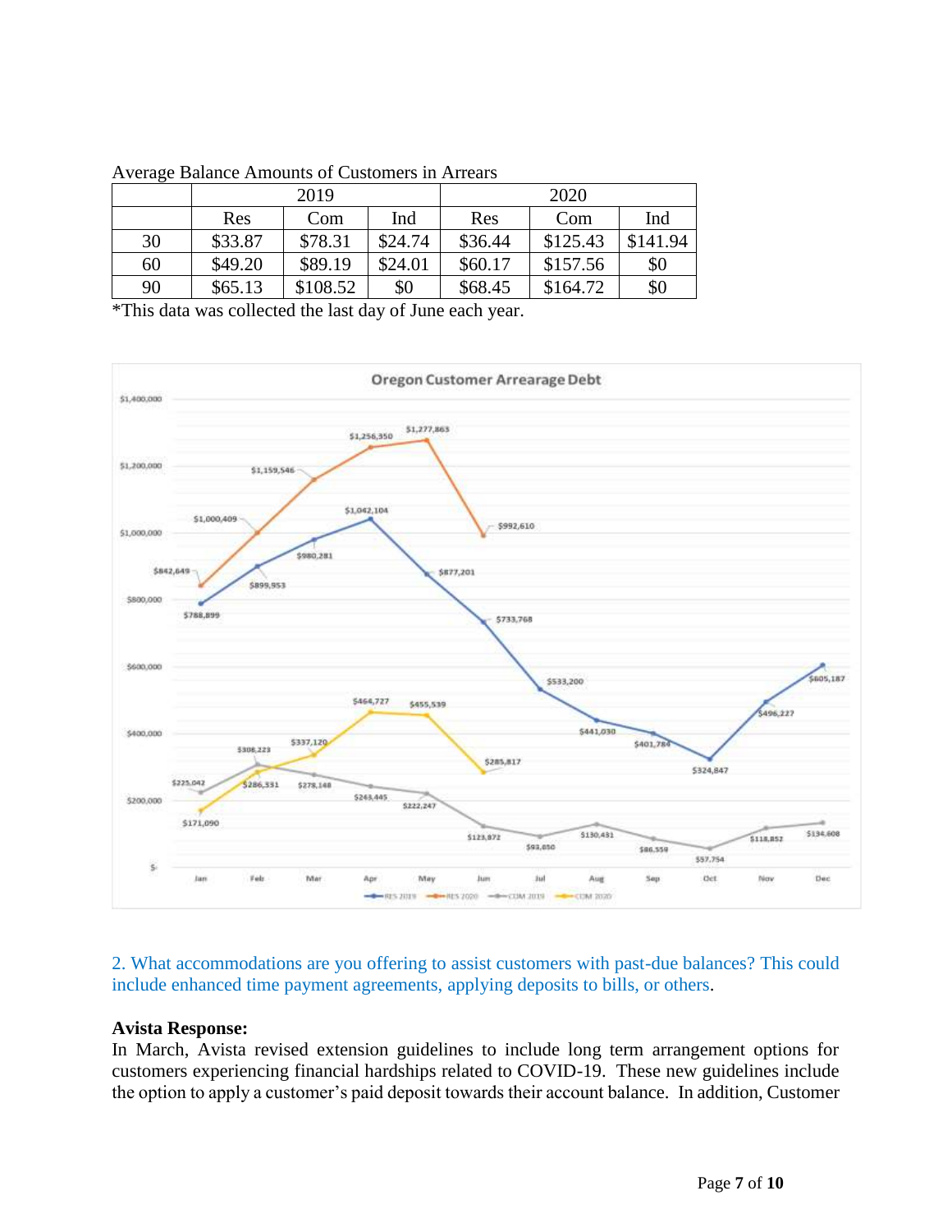Average Balance Amounts of Customers in Arrears

| | 2019 | | | 2020 | | |
|---|---|---|---|---|---|---|
| | Res | Com | Ind | Res | Com | Ind |
| 30 | $33.87 | $78.31 | $24.74 | $36.44 | $125.43 | $141.94 |
| 60 | $49.20 | $89.19 | $24.01 | $60.17 | $157.56 | $0 |
| 90 | $65.13 | $108.52 | $0 | $68.45 | $164.72 | $0 |

*This data was collected the last day of June each year.

**Oregon Customer Arrearage Debt**

| Month | RES 2019 | RES 2020 | COM 2019 | COM 2020 |
|---|---|---|---|---|
| Jan | $788,899 | $842,649 | $225,042 | $171,090 |
| Feb | $899,953 | $1,000,409 | $308,223 | $286,531 |
| Mar | $980,281 | $1,159,546 | $278,148 | $337,120 |
| Apr | $1,042,104 | $1,256,350 | $243,445 | $464,727 |
| May | $877,201 | $1,277,865 | $222,247 | $455,539 |
| Jun | $733,768 | $992,610 | $123,872 | $285,817 |
| Jul | $533,200 | | $93,050 | |
| Aug | $441,030 | | $130,431 | |
| Sep | $401,784 | | $86,559 | |
| Oct | $324,847 | | $57,754 | |
| Nov | $496,227 | | $118,852 | |
| Dec | $605,187 | | $134,608 | |

2. What accommodations are you offering to assist customers with past-due balances? This could include enhanced time payment agreements, applying deposits to bills, or others.

**Avista Response:**

In March, Avista revised extension guidelines to include long term arrangement options for customers experiencing financial hardships related to COVID-19. These new guidelines include the option to apply a customer's paid deposit towards their account balance. In addition, Customer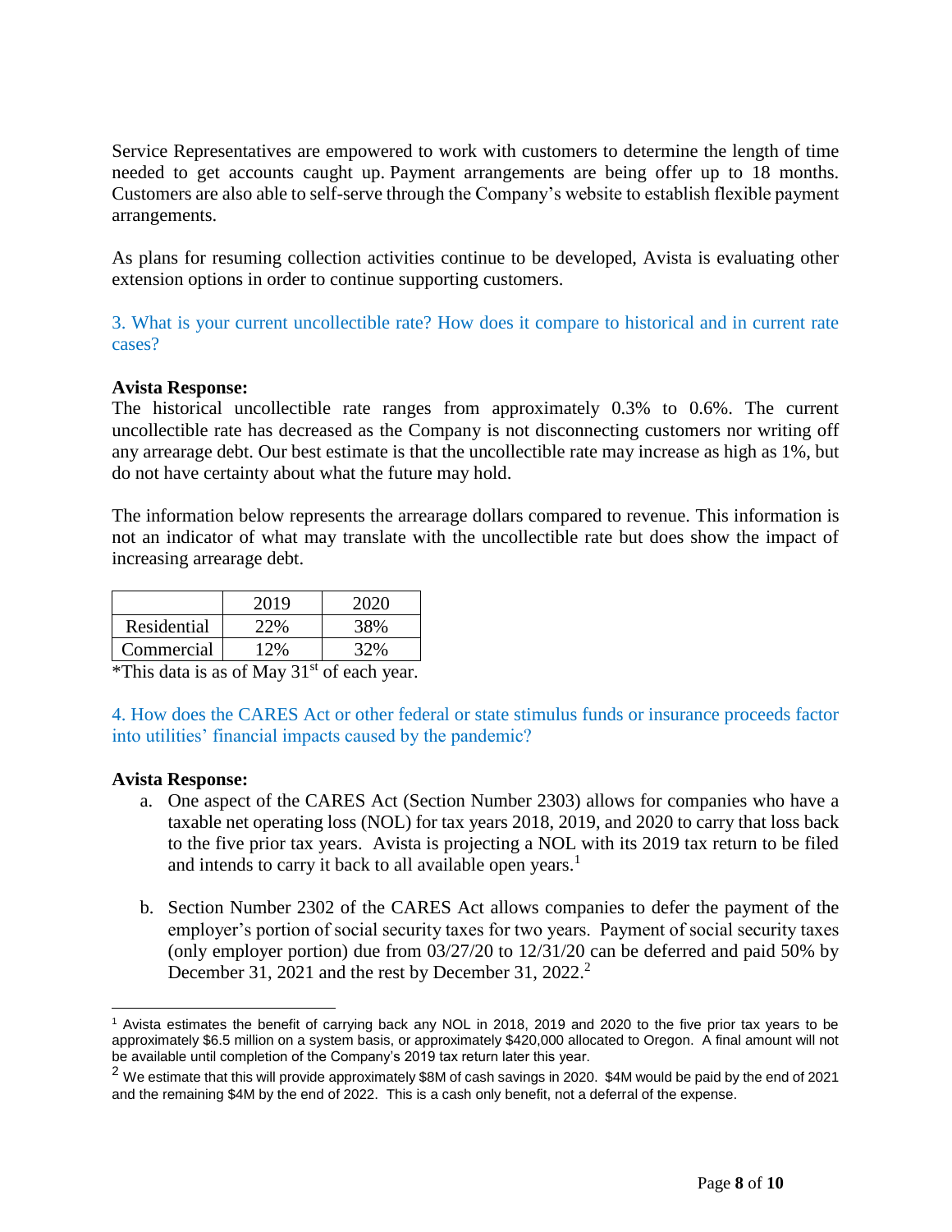Service Representatives are empowered to work with customers to determine the length of time needed to get accounts caught up. Payment arrangements are being offer up to 18 months. Customers are also able to self-serve through the Company's website to establish flexible payment arrangements.

As plans for resuming collection activities continue to be developed, Avista is evaluating other extension options in order to continue supporting customers.

3. What is your current uncollectible rate? How does it compare to historical and in current rate cases?

**Avista Response:**
The historical uncollectible rate ranges from approximately 0.3% to 0.6%. The current uncollectible rate has decreased as the Company is not disconnecting customers nor writing off any arrearage debt. Our best estimate is that the uncollectible rate may increase as high as 1%, but do not have certainty about what the future may hold.

The information below represents the arrearage dollars compared to revenue. This information is not an indicator of what may translate with the uncollectible rate but does show the impact of increasing arrearage debt.

| | 2019 | 2020 |
|---|---|---|
| Residential | 22% | 38% |
| Commercial | 12% | 32% |

*This data is as of May 31st of each year.

4. How does the CARES Act or other federal or state stimulus funds or insurance proceeds factor into utilities' financial impacts caused by the pandemic?

**Avista Response:**

a. One aspect of the CARES Act (Section Number 2303) allows for companies who have a taxable net operating loss (NOL) for tax years 2018, 2019, and 2020 to carry that loss back to the five prior tax years. Avista is projecting a NOL with its 2019 tax return to be filed and intends to carry it back to all available open years.[1]

b. Section Number 2302 of the CARES Act allows companies to defer the payment of the employer's portion of social security taxes for two years. Payment of social security taxes (only employer portion) due from 03/27/20 to 12/31/20 can be deferred and paid 50% by December 31, 2021 and the rest by December 31, 2022.[2]

---

[1] Avista estimates the benefit of carrying back any NOL in 2018, 2019 and 2020 to the five prior tax years to be approximately $6.5 million on a system basis, or approximately $420,000 allocated to Oregon. A final amount will not be available until completion of the Company's 2019 tax return later this year.

[2] We estimate that this will provide approximately $8M of cash savings in 2020. $4M would be paid by the end of 2021 and the remaining $4M by the end of 2022. This is a cash only benefit, not a deferral of the expense.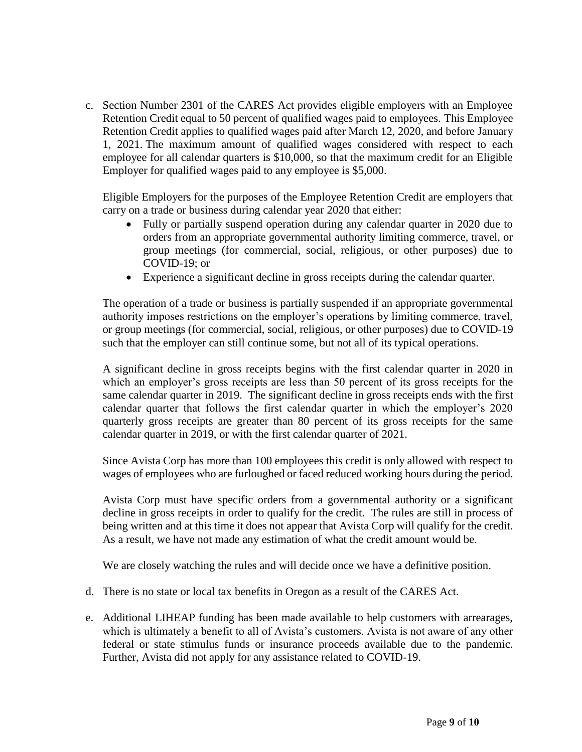c. Section Number 2301 of the CARES Act provides eligible employers with an Employee Retention Credit equal to 50 percent of qualified wages paid to employees. This Employee Retention Credit applies to qualified wages paid after March 12, 2020, and before January 1, 2021. The maximum amount of qualified wages considered with respect to each employee for all calendar quarters is $10,000, so that the maximum credit for an Eligible Employer for qualified wages paid to any employee is $5,000.

   Eligible Employers for the purposes of the Employee Retention Credit are employers that carry on a trade or business during calendar year 2020 that either:

   - Fully or partially suspend operation during any calendar quarter in 2020 due to orders from an appropriate governmental authority limiting commerce, travel, or group meetings (for commercial, social, religious, or other purposes) due to COVID-19; or
   - Experience a significant decline in gross receipts during the calendar quarter.

   The operation of a trade or business is partially suspended if an appropriate governmental authority imposes restrictions on the employer's operations by limiting commerce, travel, or group meetings (for commercial, social, religious, or other purposes) due to COVID-19 such that the employer can still continue some, but not all of its typical operations.

   A significant decline in gross receipts begins with the first calendar quarter in 2020 in which an employer's gross receipts are less than 50 percent of its gross receipts for the same calendar quarter in 2019. The significant decline in gross receipts ends with the first calendar quarter that follows the first calendar quarter in which the employer's 2020 quarterly gross receipts are greater than 80 percent of its gross receipts for the same calendar quarter in 2019, or with the first calendar quarter of 2021.

   Since Avista Corp has more than 100 employees this credit is only allowed with respect to wages of employees who are furloughed or faced reduced working hours during the period.

   Avista Corp must have specific orders from a governmental authority or a significant decline in gross receipts in order to qualify for the credit. The rules are still in process of being written and at this time it does not appear that Avista Corp will qualify for the credit. As a result, we have not made any estimation of what the credit amount would be.

   We are closely watching the rules and will decide once we have a definitive position.

d. There is no state or local tax benefits in Oregon as a result of the CARES Act.

e. Additional LIHEAP funding has been made available to help customers with arrearages, which is ultimately a benefit to all of Avista's customers. Avista is not aware of any other federal or state stimulus funds or insurance proceeds available due to the pandemic. Further, Avista did not apply for any assistance related to COVID-19.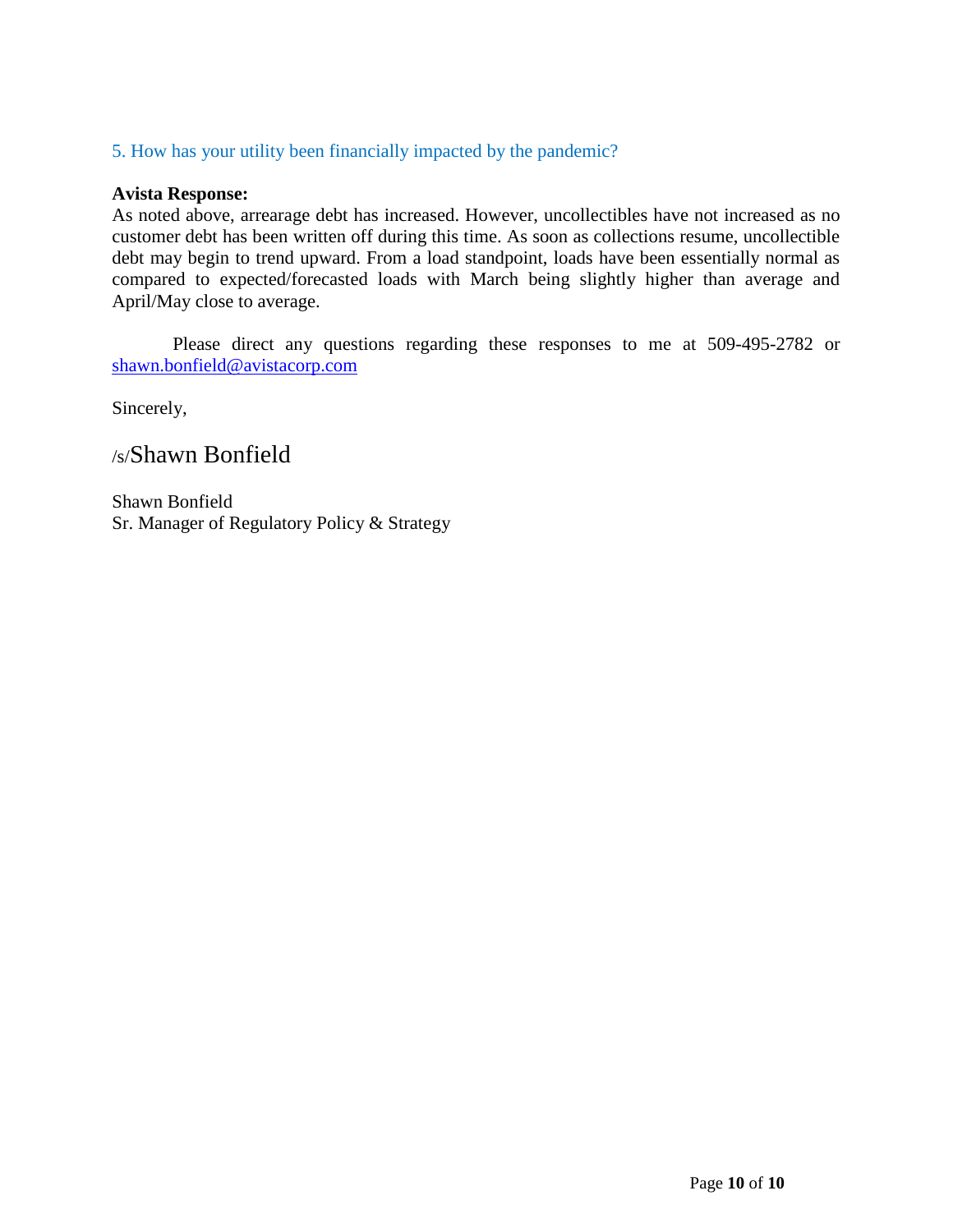5. How has your utility been financially impacted by the pandemic?

**Avista Response:**
As noted above, arrearage debt has increased. However, uncollectibles have not increased as no customer debt has been written off during this time. As soon as collections resume, uncollectible debt may begin to trend upward. From a load standpoint, loads have been essentially normal as compared to expected/forecasted loads with March being slightly higher than average and April/May close to average.

Please direct any questions regarding these responses to me at 509-495-2782 or shawn.bonfield@avistacorp.com

Sincerely,

/s/Shawn Bonfield

Shawn Bonfield
Sr. Manager of Regulatory Policy & Strategy